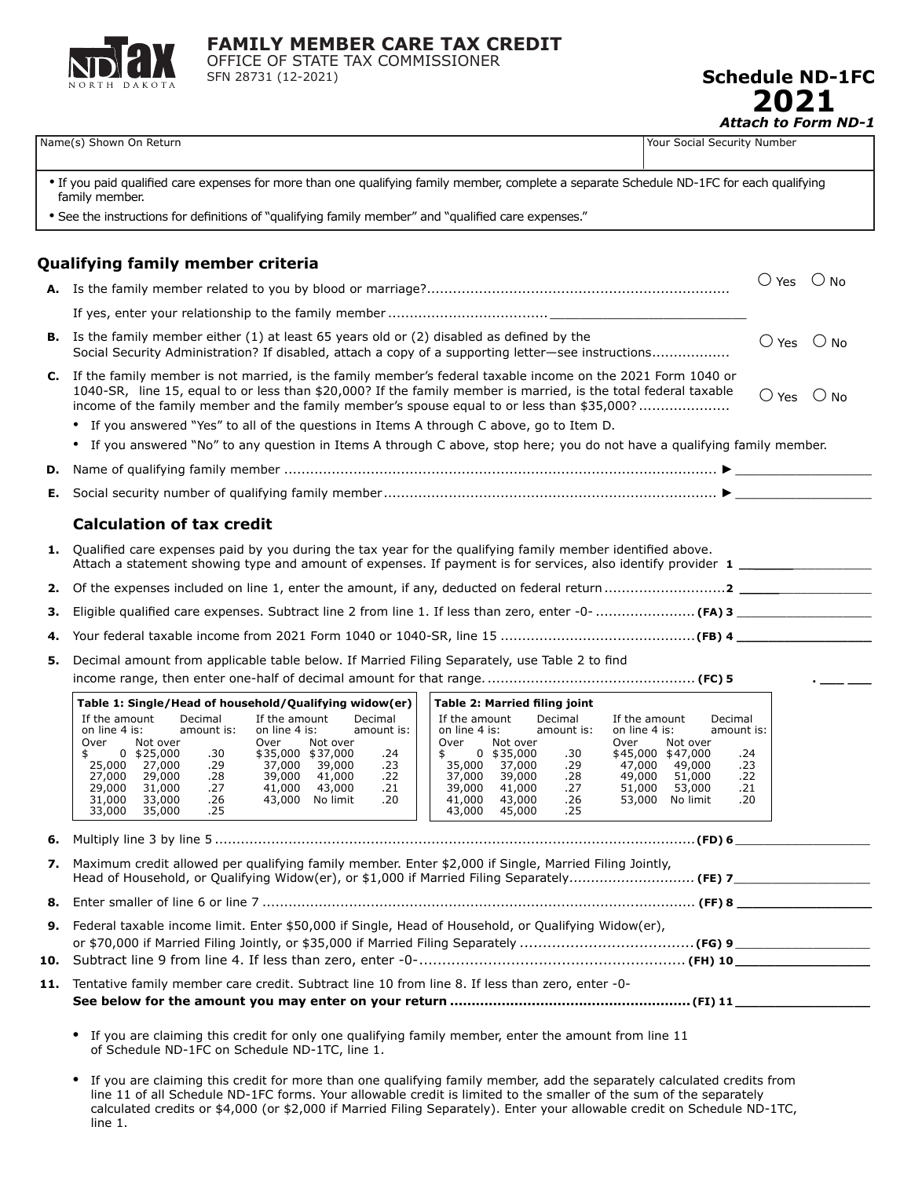# FAMILY MEMBER CARE TAX CREDIT

OFFICE OF STATE TAX COMMISSIONER
SFN 28731 (12-2021)

**Schedule ND-1FC**
**2021**
***Attach to Form ND-1***

| Name(s) Shown On Return | Your Social Security Number |
|---|---|
| | |

- If you paid qualified care expenses for more than one qualifying family member, complete a separate Schedule ND-1FC for each qualifying family member.
- See the instructions for definitions of "qualifying family member" and "qualified care expenses."

## Qualifying family member criteria

**A.** Is the family member related to you by blood or marriage? ○ Yes ○ No

If yes, enter your relationship to the family member ____________

**B.** Is the family member either (1) at least 65 years old or (2) disabled as defined by the Social Security Administration? If disabled, attach a copy of a supporting letter—see instructions ○ Yes ○ No

**C.** If the family member is not married, is the family member's federal taxable income on the 2021 Form 1040 or 1040-SR, line 15, equal to or less than $20,000? If the family member is married, is the total federal taxable income of the family member and the family member's spouse equal to or less than $35,000? ○ Yes ○ No

- If you answered "Yes" to all of the questions in Items A through C above, go to Item D.
- If you answered "No" to any question in Items A through C above, stop here; you do not have a qualifying family member.

**D.** Name of qualifying family member ► ____________

**E.** Social security number of qualifying family member ► ____________

## Calculation of tax credit

**1.** Qualified care expenses paid by you during the tax year for the qualifying family member identified above. Attach a statement showing type and amount of expenses. If payment is for services, also identify provider **1** ____________

**2.** Of the expenses included on line 1, enter the amount, if any, deducted on federal return **2** ____________

**3.** Eligible qualified care expenses. Subtract line 2 from line 1. If less than zero, enter -0- **(FA) 3** ____________

**4.** Your federal taxable income from 2021 Form 1040 or 1040-SR, line 15 **(FB) 4** ____________

**5.** Decimal amount from applicable table below. If Married Filing Separately, use Table 2 to find income range, then enter one-half of decimal amount for that range. **(FC) 5** . ___ ___

**Table 1: Single/Head of household/Qualifying widow(er)**

| If the amount on line 4 is: Over | Not over | Decimal amount is: | If the amount on line 4 is: Over | Not over | Decimal amount is: |
|---|---|---|---|---|---|
| $ 0 | $25,000 | .30 | $35,000 | $37,000 | .24 |
| 25,000 | 27,000 | .29 | 37,000 | 39,000 | .23 |
| 27,000 | 29,000 | .28 | 39,000 | 41,000 | .22 |
| 29,000 | 31,000 | .27 | 41,000 | 43,000 | .21 |
| 31,000 | 33,000 | .26 | 43,000 | No limit | .20 |
| 33,000 | 35,000 | .25 | | | |

**Table 2: Married filing joint**

| If the amount on line 4 is: Over | Not over | Decimal amount is: | If the amount on line 4 is: Over | Not over | Decimal amount is: |
|---|---|---|---|---|---|
| $ 0 | $35,000 | .30 | $45,000 | $47,000 | .24 |
| 35,000 | 37,000 | .29 | 47,000 | 49,000 | .23 |
| 37,000 | 39,000 | .28 | 49,000 | 51,000 | .22 |
| 39,000 | 41,000 | .27 | 51,000 | 53,000 | .21 |
| 41,000 | 43,000 | .26 | 53,000 | No limit | .20 |
| 43,000 | 45,000 | .25 | | | |

**6.** Multiply line 3 by line 5 **(FD) 6** ____________

**7.** Maximum credit allowed per qualifying family member. Enter $2,000 if Single, Married Filing Jointly, Head of Household, or Qualifying Widow(er), or $1,000 if Married Filing Separately **(FE) 7** ____________

**8.** Enter smaller of line 6 or line 7 **(FF) 8** ____________

**9.** Federal taxable income limit. Enter $50,000 if Single, Head of Household, or Qualifying Widow(er), or $70,000 if Married Filing Jointly, or $35,000 if Married Filing Separately **(FG) 9** ____________

**10.** Subtract line 9 from line 4. If less than zero, enter -0- **(FH) 10** ____________

**11.** Tentative family member care credit. Subtract line 10 from line 8. If less than zero, enter -0- **See below for the amount you may enter on your return** **(FI) 11** ____________

- If you are claiming this credit for only one qualifying family member, enter the amount from line 11 of Schedule ND-1FC on Schedule ND-1TC, line 1.
- If you are claiming this credit for more than one qualifying family member, add the separately calculated credits from line 11 of all Schedule ND-1FC forms. Your allowable credit is limited to the smaller of the sum of the separately calculated credits or $4,000 (or $2,000 if Married Filing Separately). Enter your allowable credit on Schedule ND-1TC, line 1.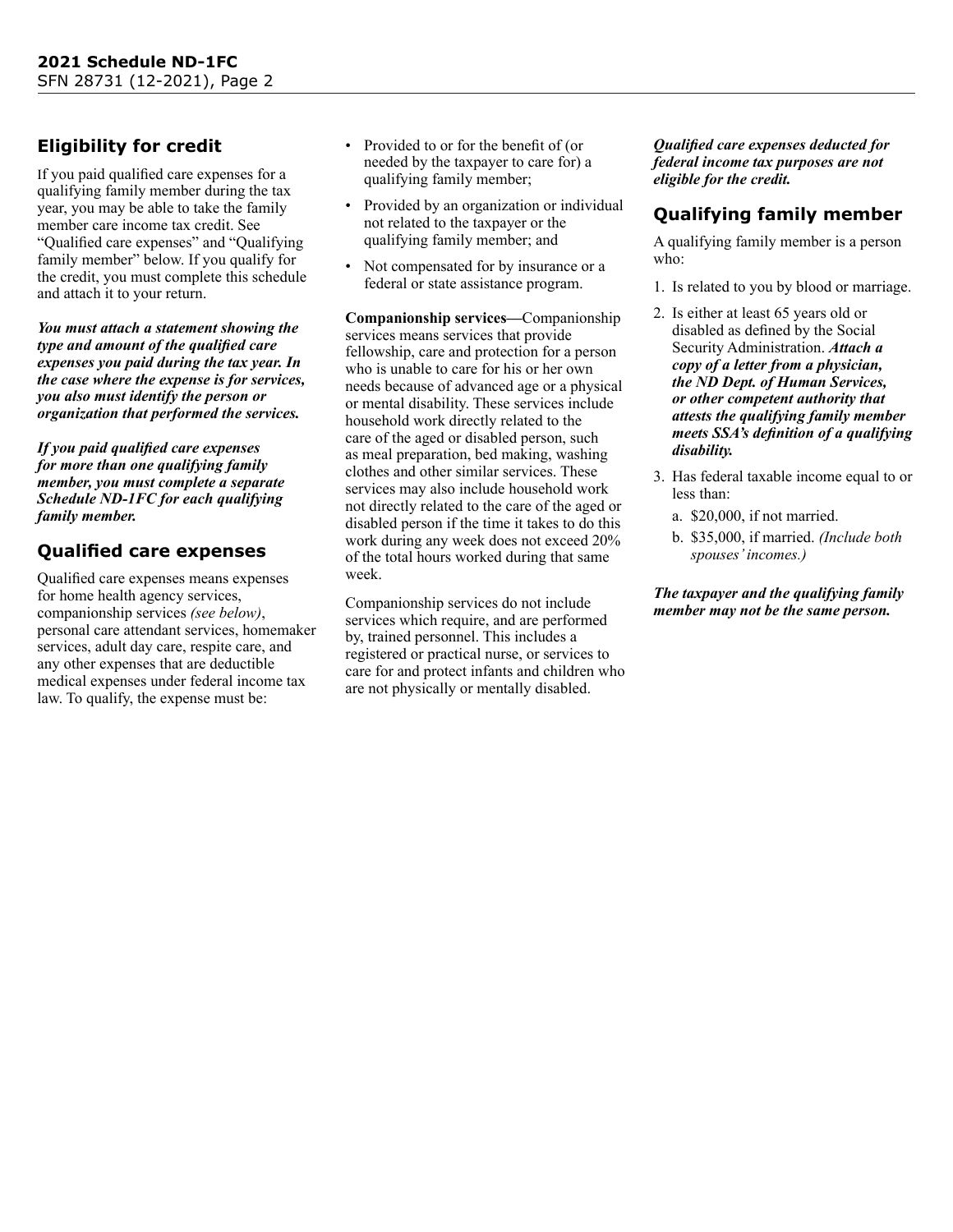## Eligibility for credit

If you paid qualified care expenses for a qualifying family member during the tax year, you may be able to take the family member care income tax credit. See "Qualified care expenses" and "Qualifying family member" below. If you qualify for the credit, you must complete this schedule and attach it to your return.

***You must attach a statement showing the type and amount of the qualified care expenses you paid during the tax year. In the case where the expense is for services, you also must identify the person or organization that performed the services.***

***If you paid qualified care expenses for more than one qualifying family member, you must complete a separate Schedule ND-1FC for each qualifying family member.***

## Qualified care expenses

Qualified care expenses means expenses for home health agency services, companionship services *(see below)*, personal care attendant services, homemaker services, adult day care, respite care, and any other expenses that are deductible medical expenses under federal income tax law. To qualify, the expense must be:

- Provided to or for the benefit of (or needed by the taxpayer to care for) a qualifying family member;
- Provided by an organization or individual not related to the taxpayer or the qualifying family member; and
- Not compensated for by insurance or a federal or state assistance program.

**Companionship services—**Companionship services means services that provide fellowship, care and protection for a person who is unable to care for his or her own needs because of advanced age or a physical or mental disability. These services include household work directly related to the care of the aged or disabled person, such as meal preparation, bed making, washing clothes and other similar services. These services may also include household work not directly related to the care of the aged or disabled person if the time it takes to do this work during any week does not exceed 20% of the total hours worked during that same week.

Companionship services do not include services which require, and are performed by, trained personnel. This includes a registered or practical nurse, or services to care for and protect infants and children who are not physically or mentally disabled.

***Qualified care expenses deducted for federal income tax purposes are not eligible for the credit.***

## Qualifying family member

A qualifying family member is a person who:

1. Is related to you by blood or marriage.
2. Is either at least 65 years old or disabled as defined by the Social Security Administration. ***Attach a copy of a letter from a physician, the ND Dept. of Human Services, or other competent authority that attests the qualifying family member meets SSA's definition of a qualifying disability.***
3. Has federal taxable income equal to or less than:
   a. $20,000, if not married.
   b. $35,000, if married. *(Include both spouses' incomes.)*

***The taxpayer and the qualifying family member may not be the same person.***